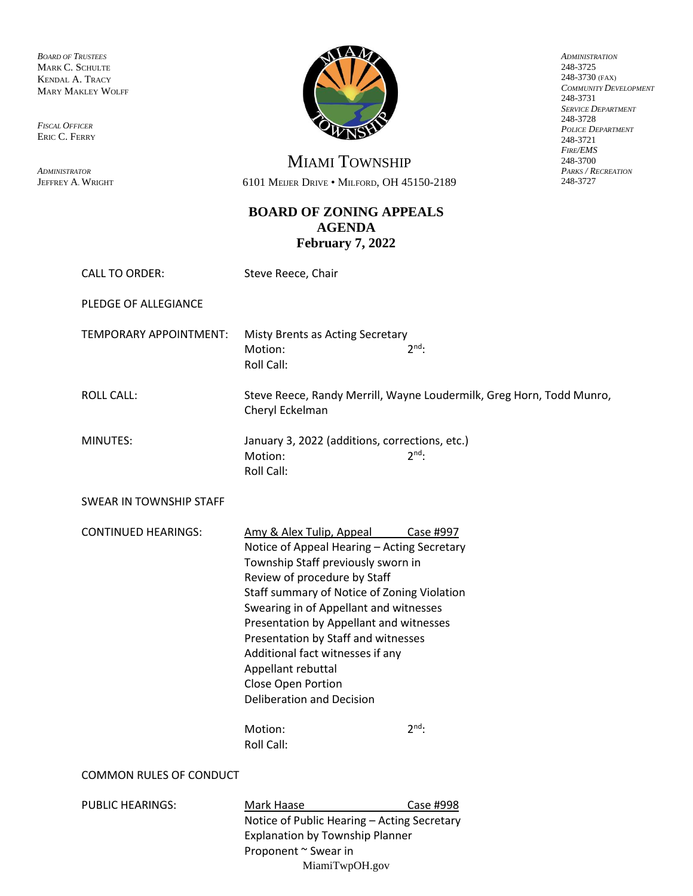*Board of Trustees*
Mark C. Schulte
Kendal A. Tracy
Mary Makley Wolff

*Fiscal Officer*
Eric C. Ferry

*Administrator*
Jeffrey A. Wright

Miami Township
6101 Meijer Drive • Milford, OH 45150-2189

*Administration*
248-3725
248-3730 (fax)
*Community Development*
248-3731
*Service Department*
248-3728
*Police Department*
248-3721
*Fire/EMS*
248-3700
*Parks / Recreation*
248-3727

# BOARD OF ZONING APPEALS
# AGENDA
# February 7, 2022

CALL TO ORDER: Steve Reece, Chair

PLEDGE OF ALLEGIANCE

TEMPORARY APPOINTMENT: Misty Brents as Acting Secretary
Motion: 2nd:
Roll Call:

ROLL CALL: Steve Reece, Randy Merrill, Wayne Loudermilk, Greg Horn, Todd Munro, Cheryl Eckelman

MINUTES: January 3, 2022 (additions, corrections, etc.)
Motion: 2nd:
Roll Call:

SWEAR IN TOWNSHIP STAFF

CONTINUED HEARINGS: Amy & Alex Tulip, Appeal Case #997
Notice of Appeal Hearing – Acting Secretary
Township Staff previously sworn in
Review of procedure by Staff
Staff summary of Notice of Zoning Violation
Swearing in of Appellant and witnesses
Presentation by Appellant and witnesses
Presentation by Staff and witnesses
Additional fact witnesses if any
Appellant rebuttal
Close Open Portion
Deliberation and Decision

Motion: 2nd:
Roll Call:

COMMON RULES OF CONDUCT

PUBLIC HEARINGS: Mark Haase Case #998
Notice of Public Hearing – Acting Secretary
Explanation by Township Planner
Proponent ~ Swear in

MiamiTwpOH.gov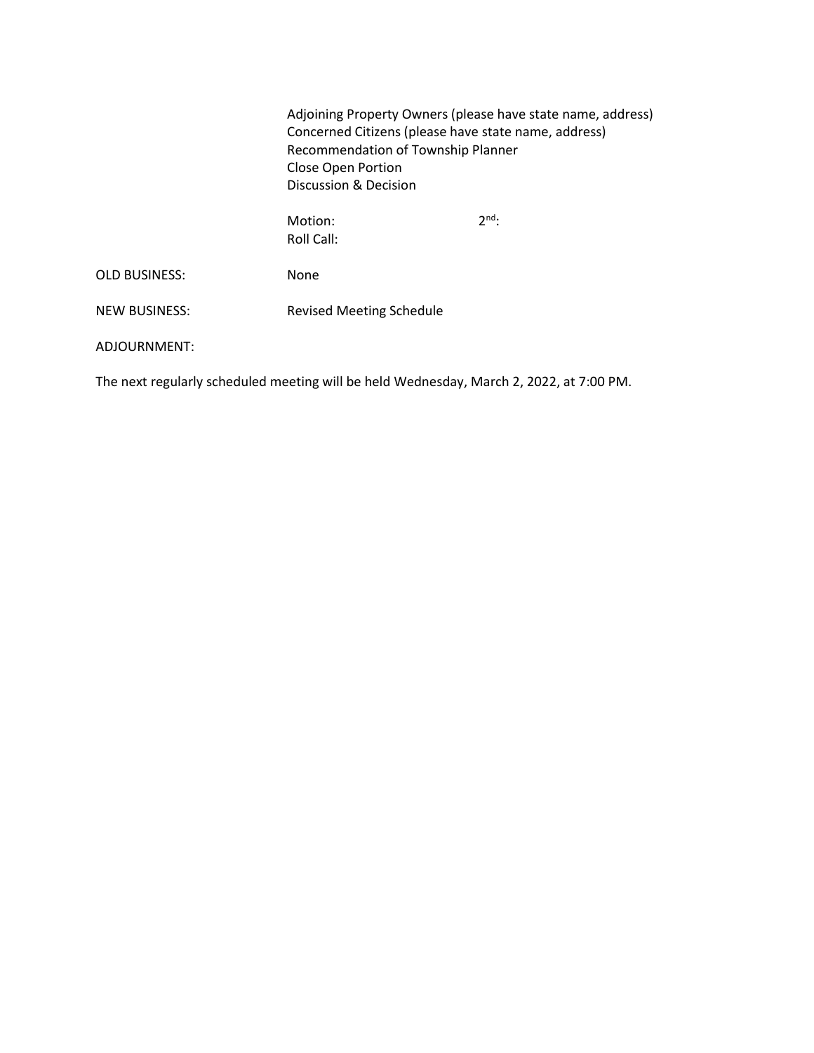Adjoining Property Owners (please have state name, address)
Concerned Citizens (please have state name, address)
Recommendation of Township Planner
Close Open Portion
Discussion & Decision

Motion: 2nd:
Roll Call:

OLD BUSINESS: None

NEW BUSINESS: Revised Meeting Schedule

ADJOURNMENT:

The next regularly scheduled meeting will be held Wednesday, March 2, 2022, at 7:00 PM.